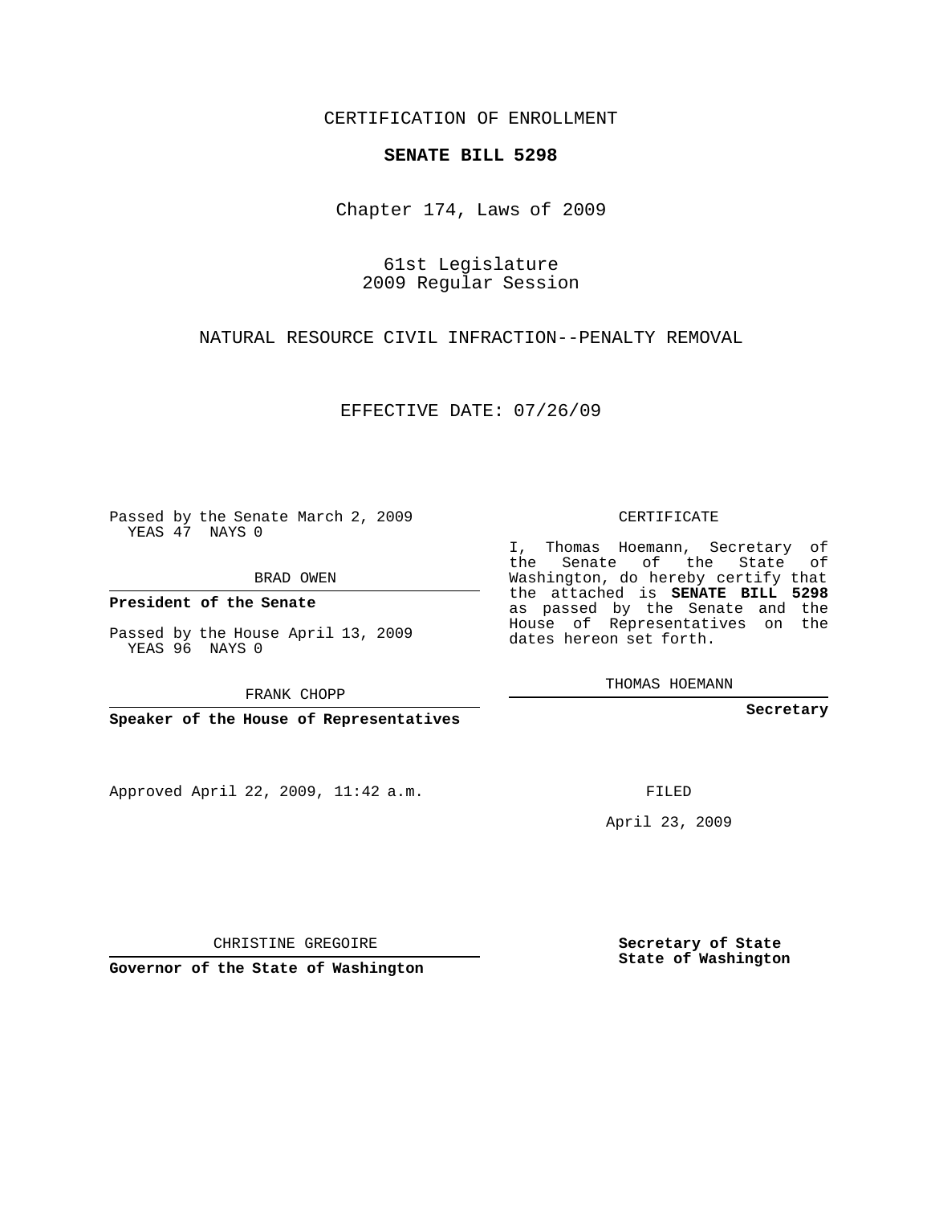CERTIFICATION OF ENROLLMENT

**SENATE BILL 5298**

Chapter 174, Laws of 2009

61st Legislature
2009 Regular Session

NATURAL RESOURCE CIVIL INFRACTION--PENALTY REMOVAL

EFFECTIVE DATE: 07/26/09

Passed by the Senate March 2, 2009
YEAS 47 NAYS 0

BRAD OWEN

**President of the Senate**

Passed by the House April 13, 2009
YEAS 96 NAYS 0

FRANK CHOPP

**Speaker of the House of Representatives**

Approved April 22, 2009, 11:42 a.m.

CHRISTINE GREGOIRE

**Governor of the State of Washington**

CERTIFICATE

I, Thomas Hoemann, Secretary of the Senate of the State of Washington, do hereby certify that the attached is **SENATE BILL 5298** as passed by the Senate and the House of Representatives on the dates hereon set forth.

THOMAS HOEMANN

**Secretary**

FILED

April 23, 2009

**Secretary of State**
**State of Washington**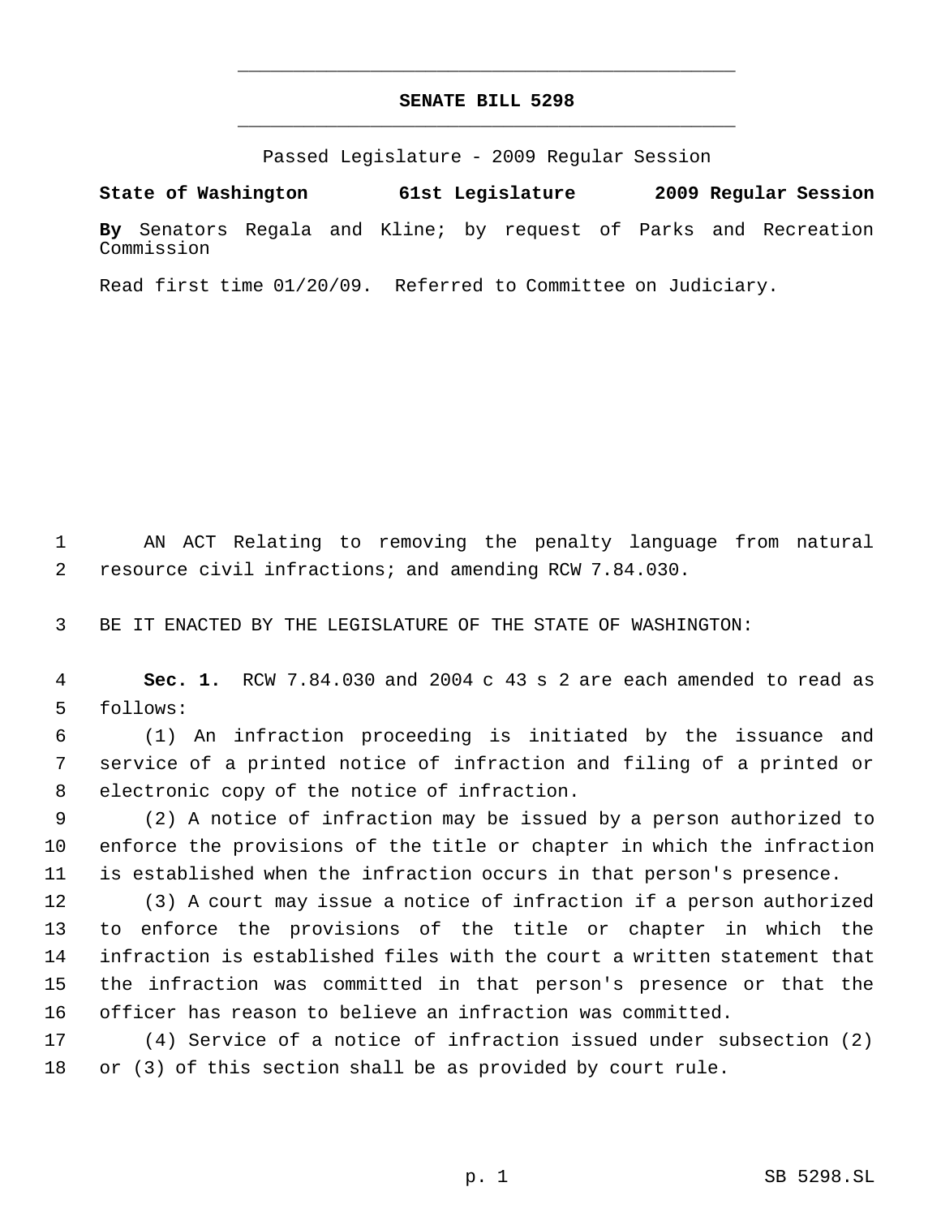# SENATE BILL 5298

Passed Legislature - 2009 Regular Session

**State of Washington 61st Legislature 2009 Regular Session**

**By** Senators Regala and Kline; by request of Parks and Recreation Commission

Read first time 01/20/09. Referred to Committee on Judiciary.

AN ACT Relating to removing the penalty language from natural resource civil infractions; and amending RCW 7.84.030.

BE IT ENACTED BY THE LEGISLATURE OF THE STATE OF WASHINGTON:

**Sec. 1.** RCW 7.84.030 and 2004 c 43 s 2 are each amended to read as follows:

(1) An infraction proceeding is initiated by the issuance and service of a printed notice of infraction and filing of a printed or electronic copy of the notice of infraction.

(2) A notice of infraction may be issued by a person authorized to enforce the provisions of the title or chapter in which the infraction is established when the infraction occurs in that person's presence.

(3) A court may issue a notice of infraction if a person authorized to enforce the provisions of the title or chapter in which the infraction is established files with the court a written statement that the infraction was committed in that person's presence or that the officer has reason to believe an infraction was committed.

(4) Service of a notice of infraction issued under subsection (2) or (3) of this section shall be as provided by court rule.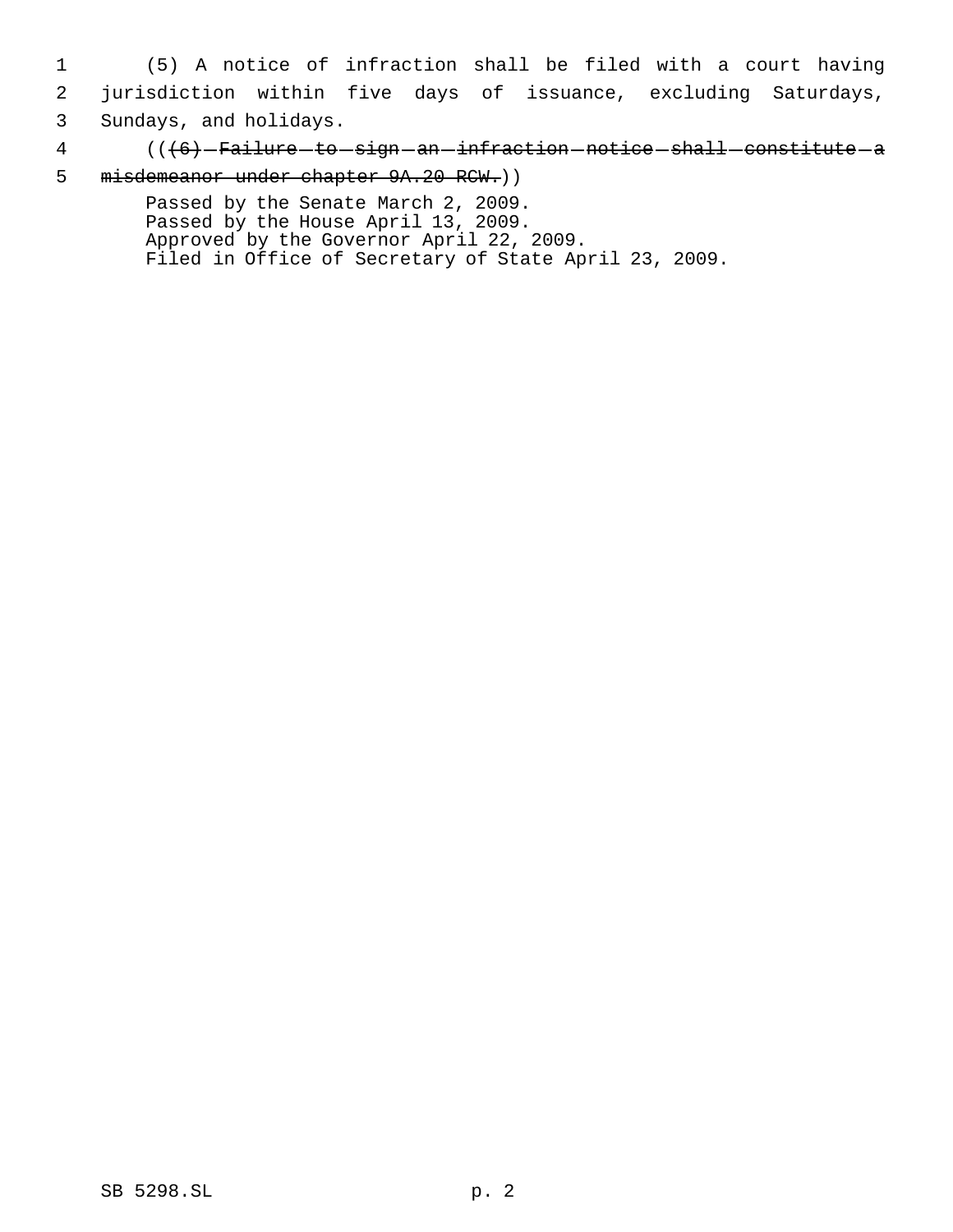(5) A notice of infraction shall be filed with a court having jurisdiction within five days of issuance, excluding Saturdays, Sundays, and holidays.

((~~(6) Failure to sign an infraction notice shall constitute a misdemeanor under chapter 9A.20 RCW.~~))

Passed by the Senate March 2, 2009.
Passed by the House April 13, 2009.
Approved by the Governor April 22, 2009.
Filed in Office of Secretary of State April 23, 2009.